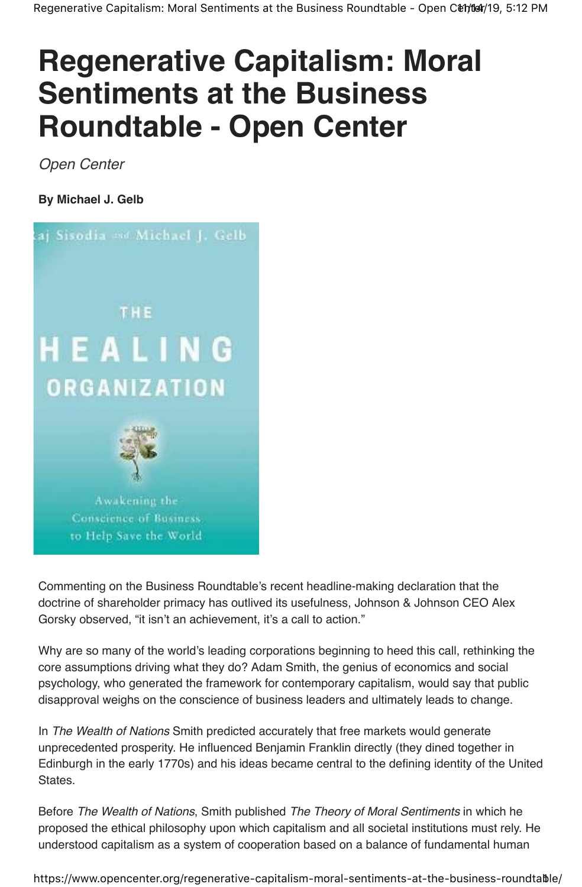# Regenerative Capitalism: Moral Sentiments at the Business Roundtable - Open Center

*Open Center*

**By Michael J. Gelb**

Commenting on the Business Roundtable's recent headline-making declaration that the doctrine of shareholder primacy has outlived its usefulness, Johnson & Johnson CEO Alex Gorsky observed, "it isn't an achievement, it's a call to action."

Why are so many of the world's leading corporations beginning to heed this call, rethinking the core assumptions driving what they do? Adam Smith, the genius of economics and social psychology, who generated the framework for contemporary capitalism, would say that public disapproval weighs on the conscience of business leaders and ultimately leads to change.

In *The Wealth of Nations* Smith predicted accurately that free markets would generate unprecedented prosperity. He influenced Benjamin Franklin directly (they dined together in Edinburgh in the early 1770s) and his ideas became central to the defining identity of the United States.

Before *The Wealth of Nations*, Smith published *The Theory of Moral Sentiments* in which he proposed the ethical philosophy upon which capitalism and all societal institutions must rely. He understood capitalism as a system of cooperation based on a balance of fundamental human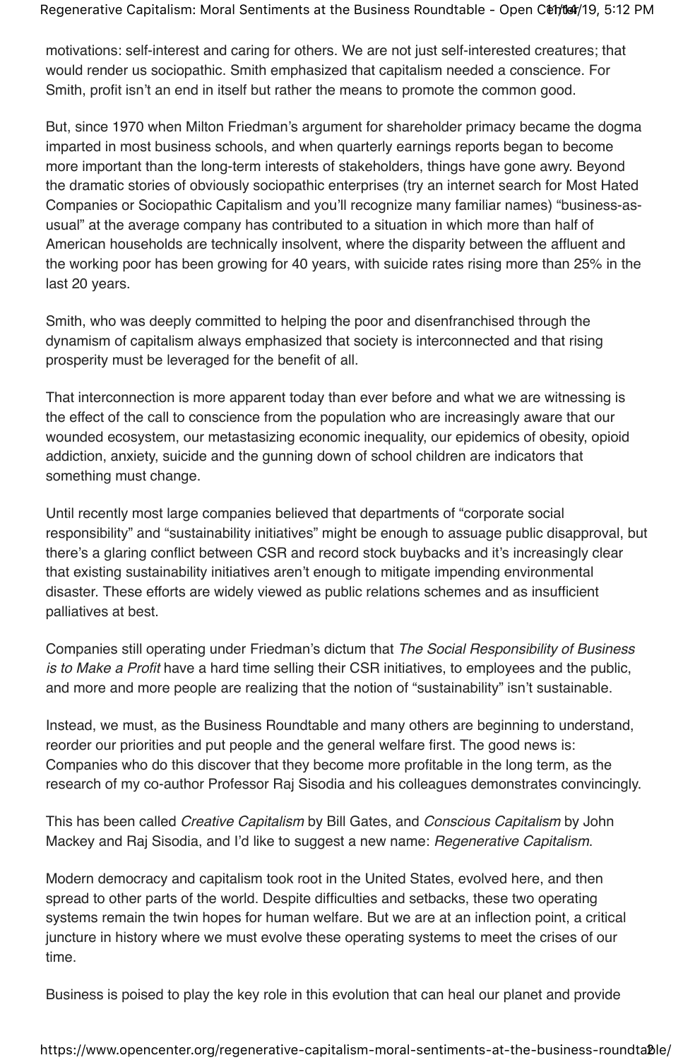motivations: self-interest and caring for others. We are not just self-interested creatures; that would render us sociopathic. Smith emphasized that capitalism needed a conscience. For Smith, profit isn't an end in itself but rather the means to promote the common good.

But, since 1970 when Milton Friedman's argument for shareholder primacy became the dogma imparted in most business schools, and when quarterly earnings reports began to become more important than the long-term interests of stakeholders, things have gone awry. Beyond the dramatic stories of obviously sociopathic enterprises (try an internet search for Most Hated Companies or Sociopathic Capitalism and you'll recognize many familiar names) "business-as-usual" at the average company has contributed to a situation in which more than half of American households are technically insolvent, where the disparity between the affluent and the working poor has been growing for 40 years, with suicide rates rising more than 25% in the last 20 years.

Smith, who was deeply committed to helping the poor and disenfranchised through the dynamism of capitalism always emphasized that society is interconnected and that rising prosperity must be leveraged for the benefit of all.

That interconnection is more apparent today than ever before and what we are witnessing is the effect of the call to conscience from the population who are increasingly aware that our wounded ecosystem, our metastasizing economic inequality, our epidemics of obesity, opioid addiction, anxiety, suicide and the gunning down of school children are indicators that something must change.

Until recently most large companies believed that departments of "corporate social responsibility" and "sustainability initiatives" might be enough to assuage public disapproval, but there's a glaring conflict between CSR and record stock buybacks and it's increasingly clear that existing sustainability initiatives aren't enough to mitigate impending environmental disaster. These efforts are widely viewed as public relations schemes and as insufficient palliatives at best.

Companies still operating under Friedman's dictum that *The Social Responsibility of Business is to Make a Profit* have a hard time selling their CSR initiatives, to employees and the public, and more and more people are realizing that the notion of "sustainability" isn't sustainable.

Instead, we must, as the Business Roundtable and many others are beginning to understand, reorder our priorities and put people and the general welfare first. The good news is: Companies who do this discover that they become more profitable in the long term, as the research of my co-author Professor Raj Sisodia and his colleagues demonstrates convincingly.

This has been called *Creative Capitalism* by Bill Gates, and *Conscious Capitalism* by John Mackey and Raj Sisodia, and I'd like to suggest a new name: *Regenerative Capitalism*.

Modern democracy and capitalism took root in the United States, evolved here, and then spread to other parts of the world. Despite difficulties and setbacks, these two operating systems remain the twin hopes for human welfare. But we are at an inflection point, a critical juncture in history where we must evolve these operating systems to meet the crises of our time.

Business is poised to play the key role in this evolution that can heal our planet and provide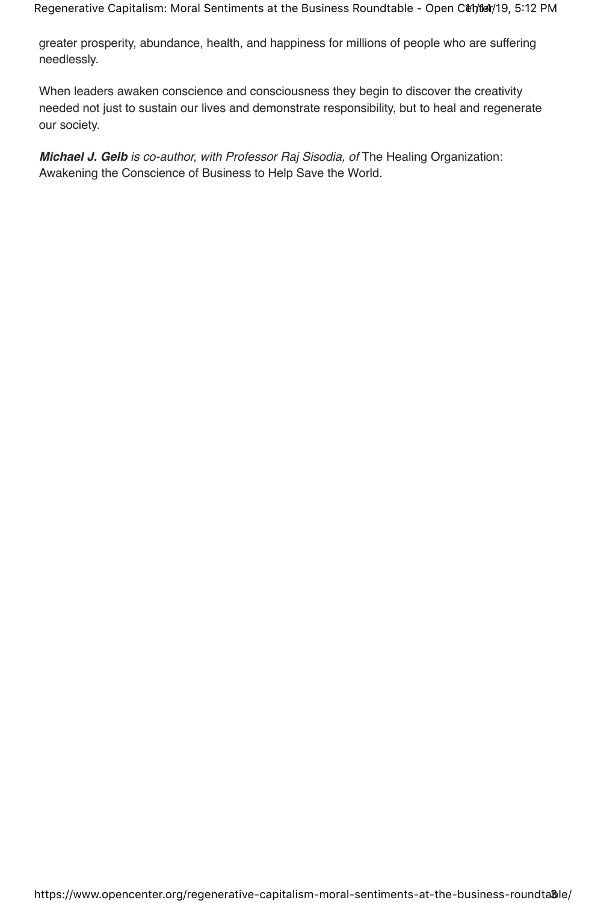greater prosperity, abundance, health, and happiness for millions of people who are suffering needlessly.

When leaders awaken conscience and consciousness they begin to discover the creativity needed not just to sustain our lives and demonstrate responsibility, but to heal and regenerate our society.

***Michael J. Gelb*** *is co-author, with Professor Raj Sisodia, of* The Healing Organization: Awakening the Conscience of Business to Help Save the World.